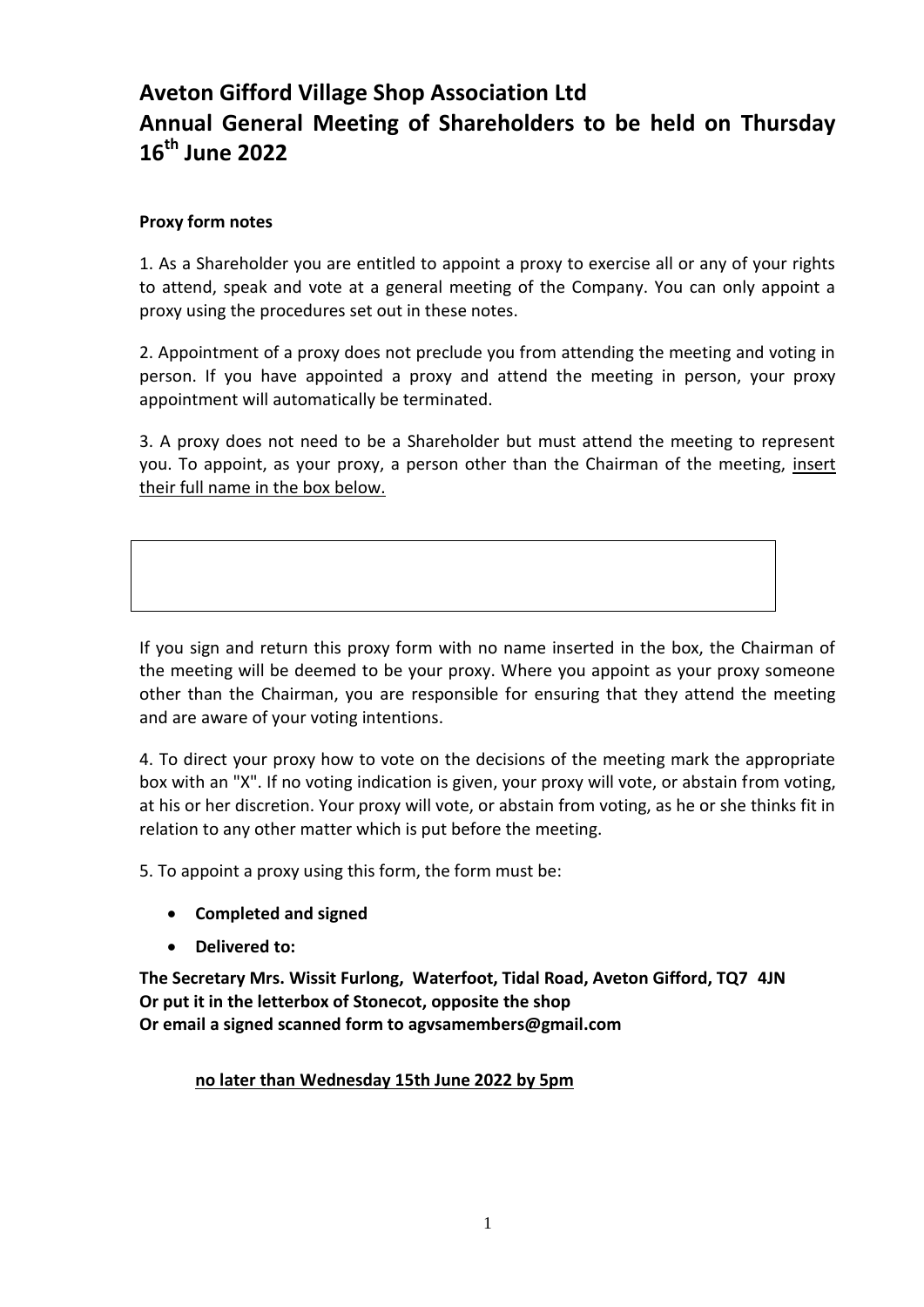# Aveton Gifford Village Shop Association Ltd
# Annual General Meeting of Shareholders to be held on Thursday 16th June 2022

**Proxy form notes**

1. As a Shareholder you are entitled to appoint a proxy to exercise all or any of your rights to attend, speak and vote at a general meeting of the Company. You can only appoint a proxy using the procedures set out in these notes.

2. Appointment of a proxy does not preclude you from attending the meeting and voting in person. If you have appointed a proxy and attend the meeting in person, your proxy appointment will automatically be terminated.

3. A proxy does not need to be a Shareholder but must attend the meeting to represent you. To appoint, as your proxy, a person other than the Chairman of the meeting, <u>insert their full name in the box below.</u>

| |
|---|
| |

If you sign and return this proxy form with no name inserted in the box, the Chairman of the meeting will be deemed to be your proxy. Where you appoint as your proxy someone other than the Chairman, you are responsible for ensuring that they attend the meeting and are aware of your voting intentions.

4. To direct your proxy how to vote on the decisions of the meeting mark the appropriate box with an "X". If no voting indication is given, your proxy will vote, or abstain from voting, at his or her discretion. Your proxy will vote, or abstain from voting, as he or she thinks fit in relation to any other matter which is put before the meeting.

5. To appoint a proxy using this form, the form must be:

- **Completed and signed**
- **Delivered to:**

**The Secretary Mrs. Wissit Furlong, Waterfoot, Tidal Road, Aveton Gifford, TQ7 4JN**
**Or put it in the letterbox of Stonecot, opposite the shop**
**Or email a signed scanned form to agvsamembers@gmail.com**

**<u>no later than Wednesday 15th June 2022 by 5pm</u>**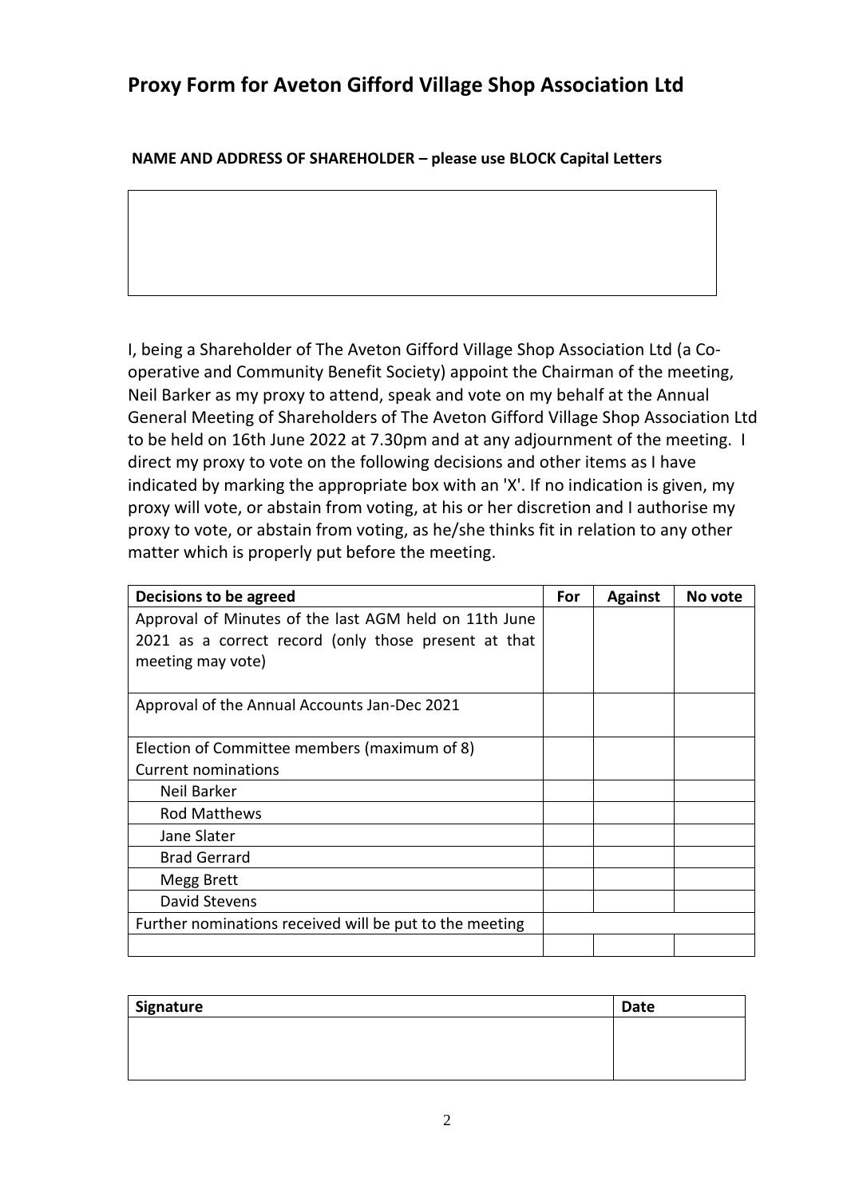## Proxy Form for Aveton Gifford Village Shop Association Ltd

**NAME AND ADDRESS OF SHAREHOLDER – please use BLOCK Capital Letters**

| |
|---|
| |

I, being a Shareholder of The Aveton Gifford Village Shop Association Ltd (a Co-operative and Community Benefit Society) appoint the Chairman of the meeting, Neil Barker as my proxy to attend, speak and vote on my behalf at the Annual General Meeting of Shareholders of The Aveton Gifford Village Shop Association Ltd to be held on 16th June 2022 at 7.30pm and at any adjournment of the meeting. I direct my proxy to vote on the following decisions and other items as I have indicated by marking the appropriate box with an 'X'. If no indication is given, my proxy will vote, or abstain from voting, at his or her discretion and I authorise my proxy to vote, or abstain from voting, as he/she thinks fit in relation to any other matter which is properly put before the meeting.

| Decisions to be agreed | For | Against | No vote |
|---|---|---|---|
| Approval of Minutes of the last AGM held on 11th June 2021 as a correct record (only those present at that meeting may vote) | | | |
| Approval of the Annual Accounts Jan-Dec 2021 | | | |
| Election of Committee members (maximum of 8)<br>Current nominations | | | |
| Neil Barker | | | |
| Rod Matthews | | | |
| Jane Slater | | | |
| Brad Gerrard | | | |
| Megg Brett | | | |
| David Stevens | | | |
| Further nominations received will be put to the meeting | | | |
| | | | |

| Signature | Date |
|---|---|
| | |